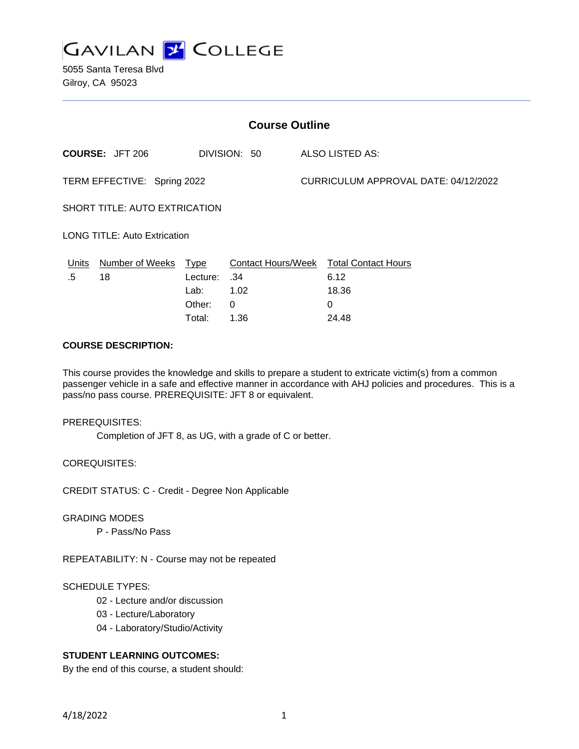# GAVILAN COLLEGE

5055 Santa Teresa Blvd
Gilroy, CA 95023

## Course Outline

**COURSE:** JFT 206 DIVISION: 50 ALSO LISTED AS:

TERM EFFECTIVE: Spring 2022 CURRICULUM APPROVAL DATE: 04/12/2022

SHORT TITLE: AUTO EXTRICATION

LONG TITLE: Auto Extrication

| Units | Number of Weeks | Type | Contact Hours/Week | Total Contact Hours |
|---|---|---|---|---|
| .5 | 18 | Lecture: | .34 | 6.12 |
| | | Lab: | 1.02 | 18.36 |
| | | Other: | 0 | 0 |
| | | Total: | 1.36 | 24.48 |

**COURSE DESCRIPTION:**

This course provides the knowledge and skills to prepare a student to extricate victim(s) from a common passenger vehicle in a safe and effective manner in accordance with AHJ policies and procedures. This is a pass/no pass course. PREREQUISITE: JFT 8 or equivalent.

PREREQUISITES:

Completion of JFT 8, as UG, with a grade of C or better.

COREQUISITES:

CREDIT STATUS: C - Credit - Degree Non Applicable

GRADING MODES

P - Pass/No Pass

REPEATABILITY: N - Course may not be repeated

SCHEDULE TYPES:

02 - Lecture and/or discussion
03 - Lecture/Laboratory
04 - Laboratory/Studio/Activity

**STUDENT LEARNING OUTCOMES:**

By the end of this course, a student should: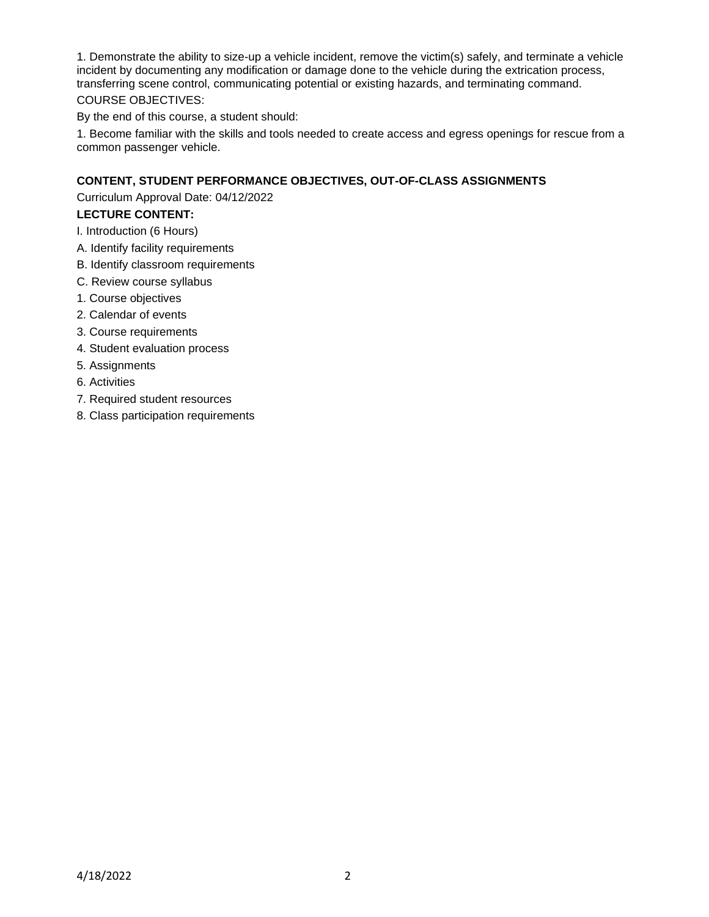1. Demonstrate the ability to size-up a vehicle incident, remove the victim(s) safely, and terminate a vehicle incident by documenting any modification or damage done to the vehicle during the extrication process, transferring scene control, communicating potential or existing hazards, and terminating command.

COURSE OBJECTIVES:

By the end of this course, a student should:

1. Become familiar with the skills and tools needed to create access and egress openings for rescue from a common passenger vehicle.

**CONTENT, STUDENT PERFORMANCE OBJECTIVES, OUT-OF-CLASS ASSIGNMENTS**

Curriculum Approval Date: 04/12/2022

**LECTURE CONTENT:**

I. Introduction (6 Hours)

A. Identify facility requirements

B. Identify classroom requirements

C. Review course syllabus

1. Course objectives

2. Calendar of events

3. Course requirements

4. Student evaluation process

5. Assignments

6. Activities

7. Required student resources

8. Class participation requirements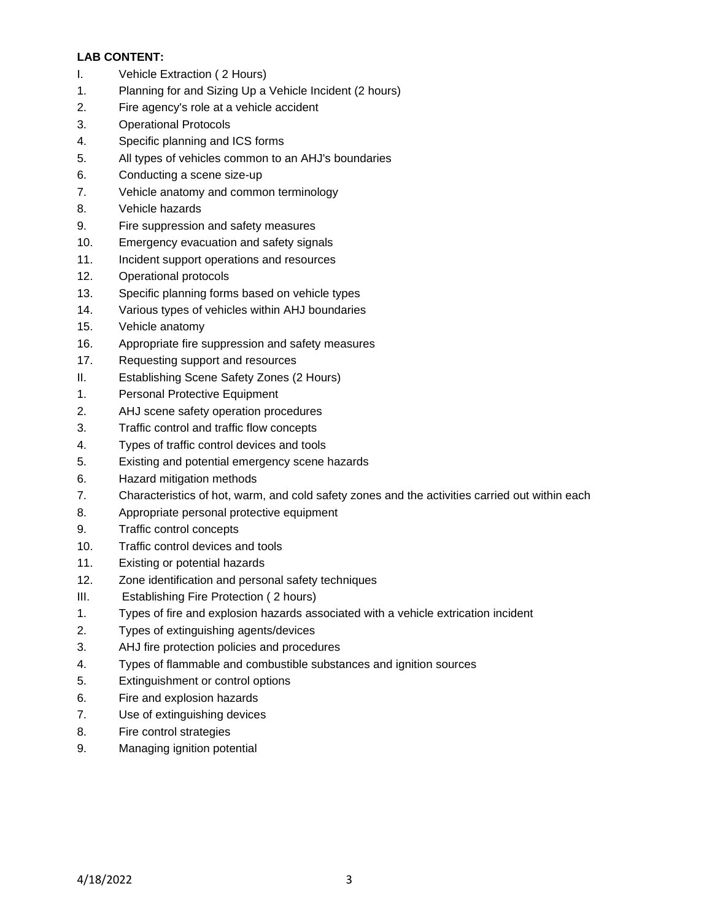**LAB CONTENT:**

I. Vehicle Extraction ( 2 Hours)

1. Planning for and Sizing Up a Vehicle Incident (2 hours)
2. Fire agency's role at a vehicle accident
3. Operational Protocols
4. Specific planning and ICS forms
5. All types of vehicles common to an AHJ's boundaries
6. Conducting a scene size-up
7. Vehicle anatomy and common terminology
8. Vehicle hazards
9. Fire suppression and safety measures
10. Emergency evacuation and safety signals
11. Incident support operations and resources
12. Operational protocols
13. Specific planning forms based on vehicle types
14. Various types of vehicles within AHJ boundaries
15. Vehicle anatomy
16. Appropriate fire suppression and safety measures
17. Requesting support and resources

II. Establishing Scene Safety Zones (2 Hours)

1. Personal Protective Equipment
2. AHJ scene safety operation procedures
3. Traffic control and traffic flow concepts
4. Types of traffic control devices and tools
5. Existing and potential emergency scene hazards
6. Hazard mitigation methods
7. Characteristics of hot, warm, and cold safety zones and the activities carried out within each
8. Appropriate personal protective equipment
9. Traffic control concepts
10. Traffic control devices and tools
11. Existing or potential hazards
12. Zone identification and personal safety techniques

III. Establishing Fire Protection ( 2 hours)

1. Types of fire and explosion hazards associated with a vehicle extrication incident
2. Types of extinguishing agents/devices
3. AHJ fire protection policies and procedures
4. Types of flammable and combustible substances and ignition sources
5. Extinguishment or control options
6. Fire and explosion hazards
7. Use of extinguishing devices
8. Fire control strategies
9. Managing ignition potential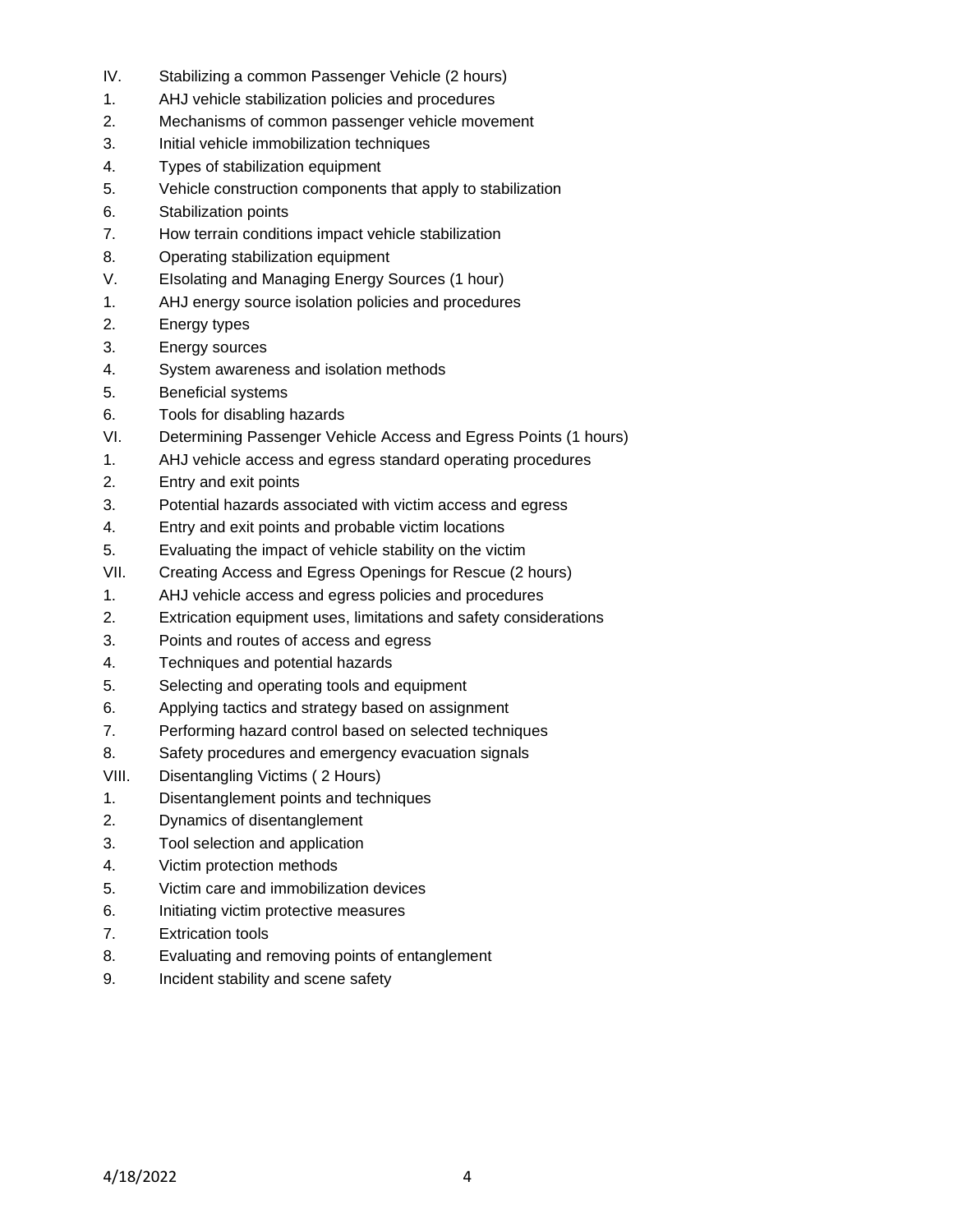IV. Stabilizing a common Passenger Vehicle (2 hours)
1. AHJ vehicle stabilization policies and procedures
2. Mechanisms of common passenger vehicle movement
3. Initial vehicle immobilization techniques
4. Types of stabilization equipment
5. Vehicle construction components that apply to stabilization
6. Stabilization points
7. How terrain conditions impact vehicle stabilization
8. Operating stabilization equipment

V. EIsolating and Managing Energy Sources (1 hour)
1. AHJ energy source isolation policies and procedures
2. Energy types
3. Energy sources
4. System awareness and isolation methods
5. Beneficial systems
6. Tools for disabling hazards

VI. Determining Passenger Vehicle Access and Egress Points (1 hours)
1. AHJ vehicle access and egress standard operating procedures
2. Entry and exit points
3. Potential hazards associated with victim access and egress
4. Entry and exit points and probable victim locations
5. Evaluating the impact of vehicle stability on the victim

VII. Creating Access and Egress Openings for Rescue (2 hours)
1. AHJ vehicle access and egress policies and procedures
2. Extrication equipment uses, limitations and safety considerations
3. Points and routes of access and egress
4. Techniques and potential hazards
5. Selecting and operating tools and equipment
6. Applying tactics and strategy based on assignment
7. Performing hazard control based on selected techniques
8. Safety procedures and emergency evacuation signals

VIII. Disentangling Victims ( 2 Hours)
1. Disentanglement points and techniques
2. Dynamics of disentanglement
3. Tool selection and application
4. Victim protection methods
5. Victim care and immobilization devices
6. Initiating victim protective measures
7. Extrication tools
8. Evaluating and removing points of entanglement
9. Incident stability and scene safety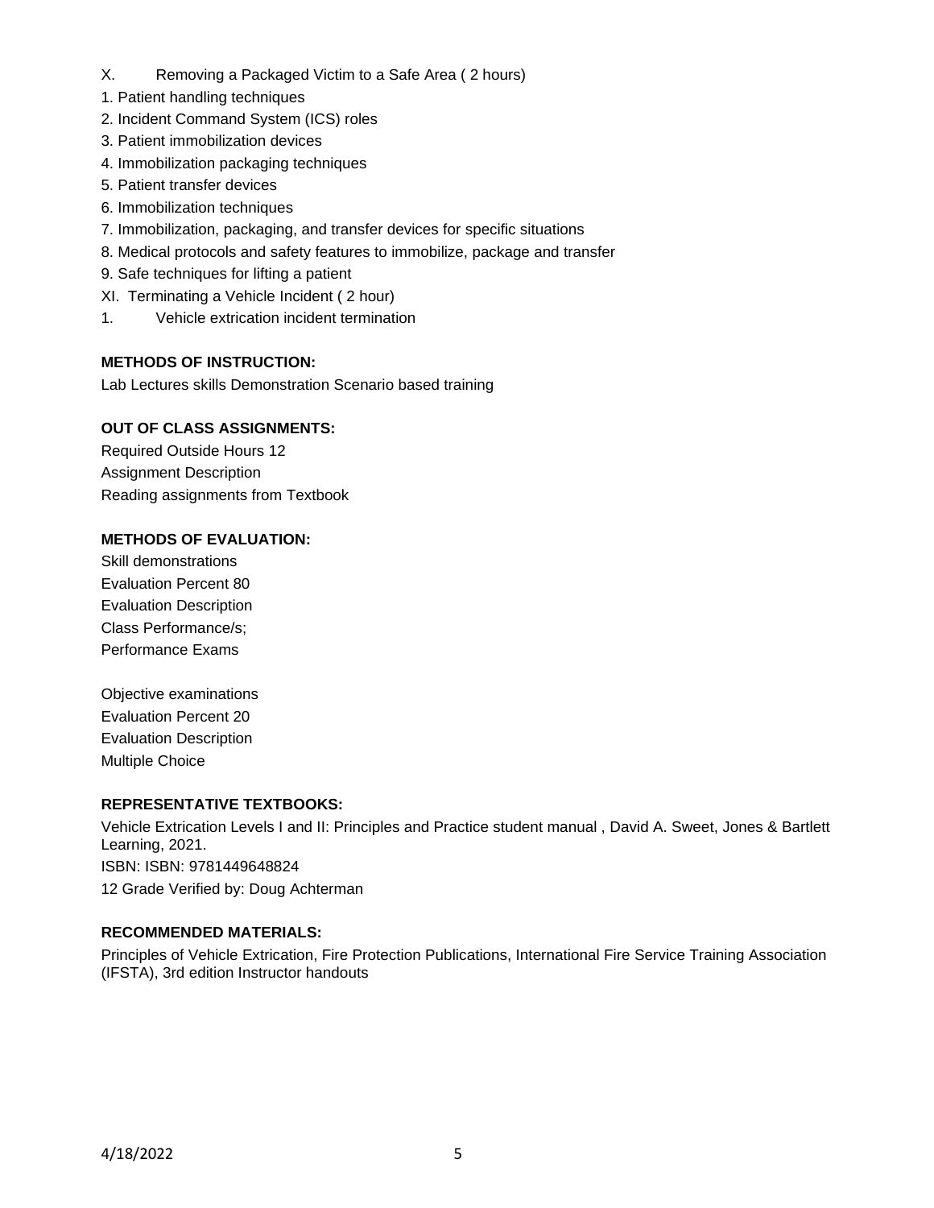X. Removing a Packaged Victim to a Safe Area ( 2 hours)

1. Patient handling techniques
2. Incident Command System (ICS) roles
3. Patient immobilization devices
4. Immobilization packaging techniques
5. Patient transfer devices
6. Immobilization techniques
7. Immobilization, packaging, and transfer devices for specific situations
8. Medical protocols and safety features to immobilize, package and transfer
9. Safe techniques for lifting a patient

XI. Terminating a Vehicle Incident ( 2 hour)

1. Vehicle extrication incident termination

**METHODS OF INSTRUCTION:**

Lab Lectures skills Demonstration Scenario based training

**OUT OF CLASS ASSIGNMENTS:**

Required Outside Hours 12
Assignment Description
Reading assignments from Textbook

**METHODS OF EVALUATION:**

Skill demonstrations
Evaluation Percent 80
Evaluation Description
Class Performance/s;
Performance Exams

Objective examinations
Evaluation Percent 20
Evaluation Description
Multiple Choice

**REPRESENTATIVE TEXTBOOKS:**

Vehicle Extrication Levels I and II: Principles and Practice student manual , David A. Sweet, Jones & Bartlett Learning, 2021.
ISBN: ISBN: 9781449648824
12 Grade Verified by: Doug Achterman

**RECOMMENDED MATERIALS:**

Principles of Vehicle Extrication, Fire Protection Publications, International Fire Service Training Association (IFSTA), 3rd edition Instructor handouts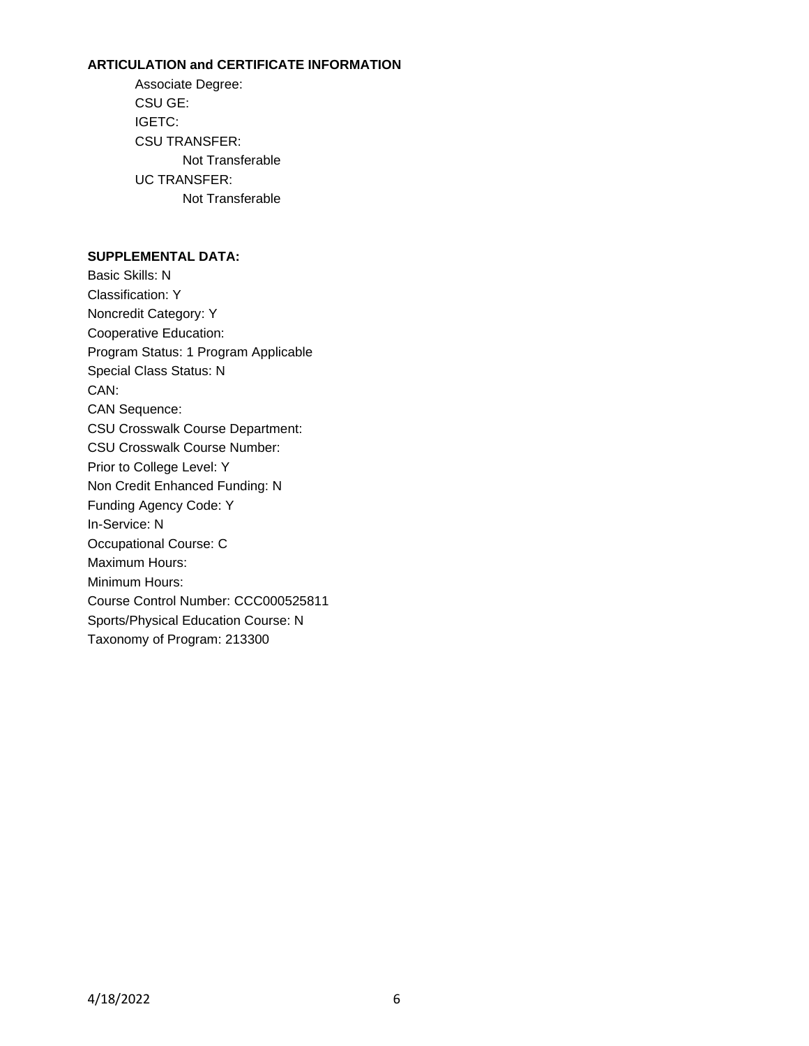**ARTICULATION and CERTIFICATE INFORMATION**

Associate Degree:
CSU GE:
IGETC:
CSU TRANSFER:
Not Transferable
UC TRANSFER:
Not Transferable

**SUPPLEMENTAL DATA:**

Basic Skills: N
Classification: Y
Noncredit Category: Y
Cooperative Education:
Program Status: 1 Program Applicable
Special Class Status: N
CAN:
CAN Sequence:
CSU Crosswalk Course Department:
CSU Crosswalk Course Number:
Prior to College Level: Y
Non Credit Enhanced Funding: N
Funding Agency Code: Y
In-Service: N
Occupational Course: C
Maximum Hours:
Minimum Hours:
Course Control Number: CCC000525811
Sports/Physical Education Course: N
Taxonomy of Program: 213300